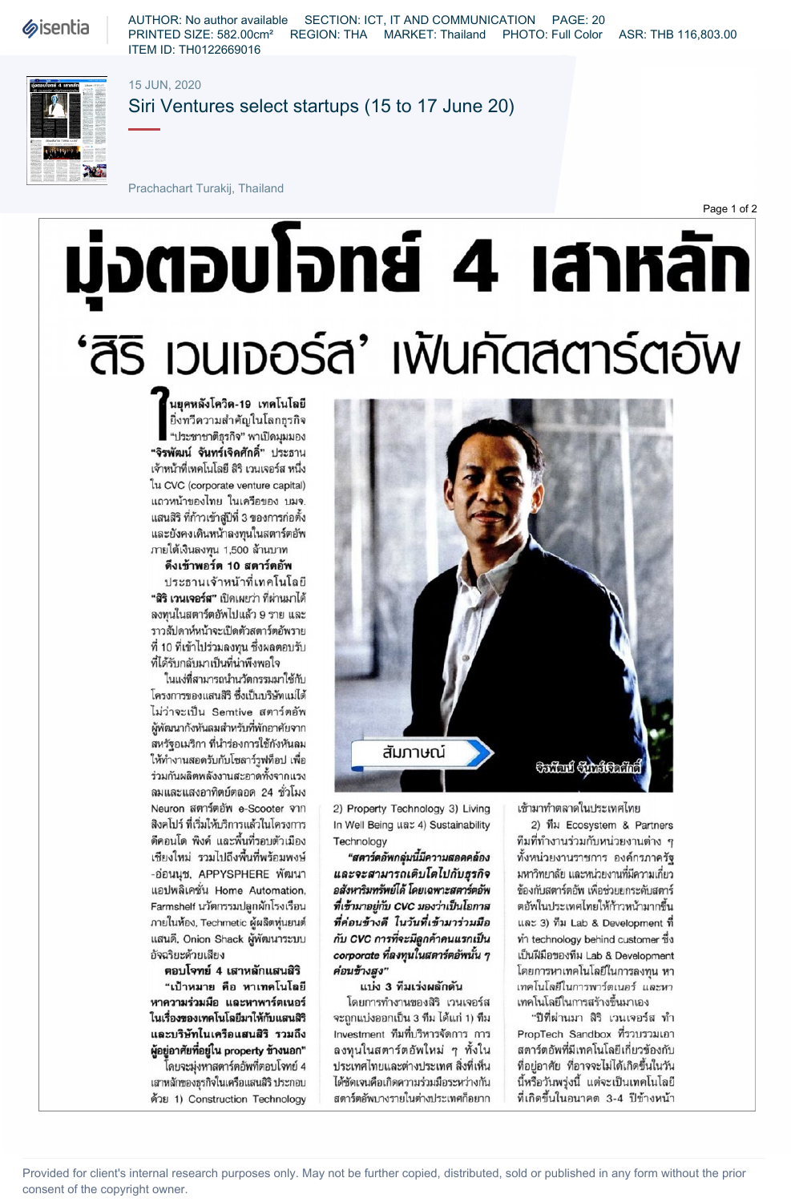15 JUN, 2020

Siri Ventures select startups (15 to 17 June 20)

Prachachart Turakij, Thailand

# มุ่งตอบโจทย์ 4 เสาหลัก 'สิริ เวนเจอร์ส' เฟ้นคัดสตาร์ตอัพ

ในยุคหลังโควิด-19 เทคโนโลยียิ่งทวีความสำคัญในโลกธุรกิจ "ประชาชาติธุรกิจ" พาเปิดมุมมอง **"จิรพัฒน์ จันทร์เจิดศักดิ์"** ประธานเจ้าหน้าที่เทคโนโลยี สิริ เวนเจอร์ส หนึ่งใน CVC (corporate venture capital) แถวหน้าของไทย ในเครือของ บมจ.แสนสิริ ที่ก้าวเข้าสู่ปีที่ 3 ของการก่อตั้ง และยังคงเดินหน้าลงทุนในสตาร์ตอัพภายใต้เงินลงทุน 1,500 ล้านบาท

**ดึงเข้าพอร์ต 10 สตาร์ตอัพ**

ประธานเจ้าหน้าที่เทคโนโลยี **"สิริ เวนเจอร์ส"** เปิดเผยว่า ที่ผ่านมาได้ลงทุนในสตาร์ตอัพไปแล้ว 9 ราย และราวสัปดาห์หน้าจะเปิดตัวสตาร์ตอัพรายที่ 10 ที่เข้าไปร่วมลงทุน ซึ่งผลตอบรับที่ได้รับกลับมาเป็นที่น่าพึงพอใจ

ในแง่ที่สามารถนำนวัตกรรมมาใช้กับโครงการของแสนสิริ ซึ่งเป็นบริษัทแม่ได้ ไม่ว่าจะเป็น Semtive สตาร์ตอัพผู้พัฒนากังหันลมสำหรับที่พักอาศัยจากสหรัฐอเมริกา ที่นำร่องการใช้กังหันลมให้ทำงานสอดรับกับโซลาร์รูฟท็อป เพื่อร่วมกันผลิตพลังงานสะอาดทั้งจากแรงลมและแสงอาทิตย์ตลอด 24 ชั่วโมง Neuron สตาร์ตอัพ e-Scooter จากสิงคโปร์ ที่เริ่มให้บริการแล้วในโครงการดีคอนโด พิงค์ และพื้นที่รอบตัวเมืองเชียงใหม่ รวมไปถึงพื้นที่พร้อมพงษ์-อ่อนนุช, APPYSPHERE พัฒนาแอปพลิเคชั่น Home Automation, Farmshelf นวัตกรรมปลูกผักโรงเรือนภายในห้อง, Techmetic ผู้ผลิตหุ่นยนต์แสนดี, Onion Shack ผู้พัฒนาระบบอัจฉริยะด้วยเสียง

**ตอบโจทย์ 4 เสาหลักแสนสิริ**

**"เป้าหมาย คือ หาเทคโนโลยี หาความร่วมมือ และหาพาร์ตเนอร์ในเรื่องของเทคโนโลยีมาให้กับแสนสิริ และบริษัทในเครือแสนสิริ รวมถึงผู้อยู่อาศัยที่อยู่ใน property ข้างนอก"**

โดยจะมุ่งหาสตาร์ตอัพที่ตอบโจทย์ 4 เสาหลักของธุรกิจในเครือแสนสิริ ประกอบด้วย 1) Construction Technology 2) Property Technology 3) Living In Well Being และ 4) Sustainability Technology

***"สตาร์ตอัพกลุ่มนี้มีความสอดคล้อง และจะสามารถเติบโตไปกับธุรกิจอสังหาริมทรัพย์ได้ โดยเฉพาะสตาร์ตอัพที่เข้ามาอยู่กับ CVC มองว่าเป็นโอกาสที่ค่อนข้างดี ในวันที่เข้ามาร่วมมือกับ CVC การที่จะมีลูกค้าคนแรกเป็น corporate ที่ลงทุนในสตาร์ตอัพนั้น ๆ ค่อนข้างสูง"***

**แบ่ง 3 ทีมเร่งผลักดัน**

โดยการทำงานของสิริ เวนเจอร์ส จะถูกแบ่งออกเป็น 3 ทีม ได้แก่ 1) ทีม Investment ทีมที่บริหารจัดการ การลงทุนในสตาร์ตอัพใหม่ ๆ ทั้งในประเทศไทยและต่างประเทศ สิ่งที่เห็นได้ชัดเจนคือเกิดความร่วมมือระหว่างกันสตาร์ตอัพบางรายในต่างประเทศก็อยากเข้ามาทำตลาดในประเทศไทย

2) ทีม Ecosystem & Partners ทีมที่ทำงานร่วมกับหน่วยงานต่าง ๆ ทั้งหน่วยงานราชการ องค์กรภาครัฐ มหาวิทยาลัย และหน่วยงานที่มีความเกี่ยวข้องกับสตาร์ตอัพ เพื่อช่วยยกระดับสตาร์ตอัพในประเทศไทยให้ก้าวหน้ามากขึ้น และ 3) ทีม Lab & Development ที่ทำ technology behind customer ซึ่งเป็นฝีมือของทีม Lab & Development โดยการหาเทคโนโลยีในการลงทุน หาเทคโนโลยีในการพาร์ตเนอร์ และหาเทคโนโลยีในการสร้างขึ้นมาเอง

"ปีที่ผ่านมา สิริ เวนเจอร์ส ทำ PropTech Sandbox ที่รวบรวมเอาสตาร์ตอัพที่มีเทคโนโลยีเกี่ยวข้องกับที่อยู่อาศัย ที่อาจจะไม่ได้เกิดขึ้นในวันนี้หรือวันพรุ่งนี้ แต่จะเป็นเทคโนโลยีที่เกิดขึ้นในอนาคต 3-4 ปีข้างหน้า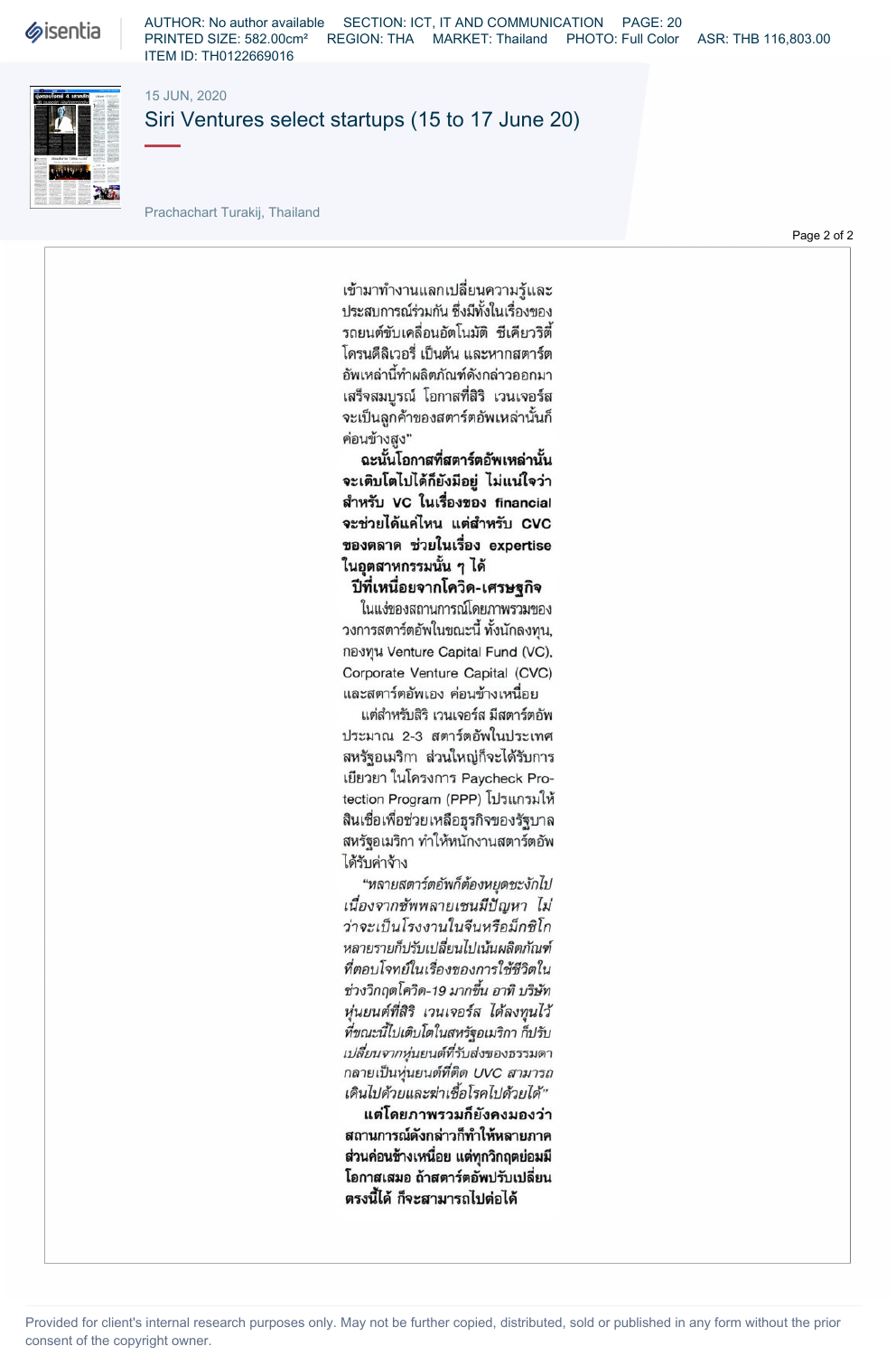เข้ามาทำงานแลกเปลี่ยนความรู้และประสบการณ์ร่วมกัน ซึ่งมีทั้งในเรื่องของรถยนต์ขับเคลื่อนอัตโนมัติ ซีเคียวริตี้ โดรนดีลิเวอรี่ เป็นต้น และหากสตาร์ตอัพเหล่านี้ทำผลิตภัณฑ์ดังกล่าวออกมาเสร็จสมบูรณ์ โอกาสที่สิริ เวนเจอร์สจะเป็นลูกค้าของสตาร์ตอัพเหล่านั้นก็ค่อนข้างสูง"

**ฉะนั้นโอกาสที่สตาร์ตอัพเหล่านั้นจะเติบโตไปได้ก็ยังมีอยู่ ไม่แน่ใจว่าสำหรับ VC ในเรื่องของ financial จะช่วยได้แค่ไหน แต่สำหรับ CVC ของตลาด ช่วยในเรื่อง expertise ในอุตสาหกรรมนั้น ๆ ได้**

**ปีที่เหนื่อยจากโควิด-เศรษฐกิจ**

ในแง่ของสถานการณ์โดยภาพรวมของวงการสตาร์ตอัพในขณะนี้ ทั้งนักลงทุน, กองทุน Venture Capital Fund (VC), Corporate Venture Capital (CVC) และสตาร์ตอัพเอง ค่อนข้างเหนื่อย

แต่สำหรับสิริ เวนเจอร์ส มีสตาร์ตอัพประมาณ 2-3 สตาร์ตอัพในประเทศสหรัฐอเมริกา ส่วนใหญ่ก็จะได้รับการเยียวยา ในโครงการ Paycheck Protection Program (PPP) โปรแกรมให้สินเชื่อเพื่อช่วยเหลือธุรกิจของรัฐบาลสหรัฐอเมริกา ทำให้พนักงานสตาร์ตอัพได้รับค่าจ้าง

*"หลายสตาร์ตอัพก็ต้องหยุดชะงักไปเนื่องจากซัพพลายเชนมีปัญหา ไม่ว่าจะเป็นโรงงานในจีนหรือเม็กซิโก หลายรายก็ปรับเปลี่ยนไปเน้นผลิตภัณฑ์ที่ตอบโจทย์ในเรื่องของการใช้ชีวิตในช่วงวิกฤตโควิด-19 มากขึ้น อาทิ บริษัทหุ่นยนต์ที่สิริ เวนเจอร์ส ได้ลงทุนไว้ที่ขณะนี้ไปเติบโตในสหรัฐอเมริกา ก็ปรับเปลี่ยนจากหุ่นยนต์ที่รับส่งของธรรมดากลายเป็นหุ่นยนต์ที่ติด UVC สามารถเดินไปด้วยและฆ่าเชื้อโรคไปด้วยได้"*

**แต่โดยภาพรวมก็ยังคงมองว่าสถานการณ์ดังกล่าวก็ทำให้หลายภาคส่วนค่อนข้างเหนื่อย แต่ทุกวิกฤตย่อมมีโอกาสเสมอ ถ้าสตาร์ตอัพปรับเปลี่ยนตรงนี้ได้ ก็จะสามารถไปต่อได้**